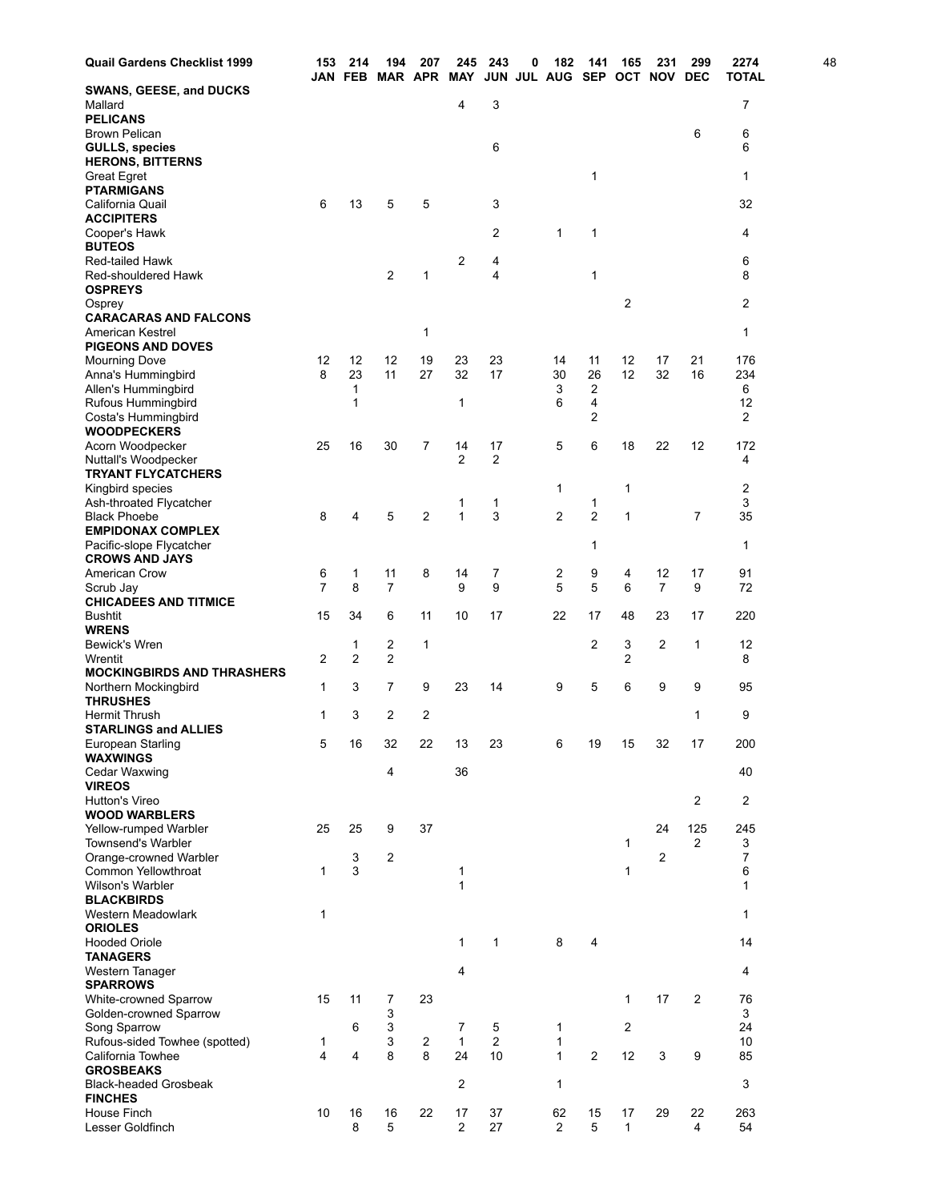| Quail Gardens Checklist 1999 | 153 | 214 | 194 | 207 | 245 | 243 | 0 | 182 | 141 | 165 | 231 | 299 | 2274 | 48 |
|---|---|---|---|---|---|---|---|---|---|---|---|---|---|---|
| | JAN | FEB | MAR | APR | MAY | JUN | JUL | AUG | SEP | OCT | NOV | DEC | TOTAL | |
| **SWANS, GEESE, and DUCKS** | | | | | | | | | | | | | | |
| Mallard | | | | | 4 | 3 | | | | | | | 7 | |
| **PELICANS** | | | | | | | | | | | | | | |
| Brown Pelican | | | | | | | | | | | | 6 | 6 | |
| **GULLS, species** | | | | | | 6 | | | | | | | 6 | |
| **HERONS, BITTERNS** | | | | | | | | | | | | | | |
| Great Egret | | | | | | | | | 1 | | | | 1 | |
| **PTARMIGANS** | | | | | | | | | | | | | | |
| California Quail | 6 | 13 | 5 | 5 | | 3 | | | | | | | 32 | |
| **ACCIPITERS** | | | | | | | | | | | | | | |
| Cooper's Hawk | | | | | | 2 | | 1 | 1 | | | | 4 | |
| **BUTEOS** | | | | | | | | | | | | | | |
| Red-tailed Hawk | | | | | 2 | 4 | | | | | | | 6 | |
| Red-shouldered Hawk | | | 2 | 1 | | 4 | | | 1 | | | | 8 | |
| **OSPREYS** | | | | | | | | | | | | | | |
| Osprey | | | | | | | | | | 2 | | | 2 | |
| **CARACARAS AND FALCONS** | | | | | | | | | | | | | | |
| American Kestrel | | | | 1 | | | | | | | | | 1 | |
| **PIGEONS AND DOVES** | | | | | | | | | | | | | | |
| Mourning Dove | 12 | 12 | 12 | 19 | 23 | 23 | | 14 | 11 | 12 | 17 | 21 | 176 | |
| Anna's Hummingbird | 8 | 23 | 11 | 27 | 32 | 17 | | 30 | 26 | 12 | 32 | 16 | 234 | |
| Allen's Hummingbird | | 1 | | | | | | 3 | 2 | | | | 6 | |
| Rufous Hummingbird | | 1 | | | 1 | | | 6 | 4 | | | | 12 | |
| Costa's Hummingbird | | | | | | | | | 2 | | | | 2 | |
| **WOODPECKERS** | | | | | | | | | | | | | | |
| Acorn Woodpecker | 25 | 16 | 30 | 7 | 14 | 17 | | 5 | 6 | 18 | 22 | 12 | 172 | |
| Nuttall's Woodpecker | | | | | 2 | 2 | | | | | | | 4 | |
| **TRYANT FLYCATCHERS** | | | | | | | | | | | | | | |
| Kingbird species | | | | | | | | 1 | | 1 | | | 2 | |
| Ash-throated Flycatcher | | | | | 1 | 1 | | | 1 | | | | 3 | |
| Black Phoebe | 8 | 4 | 5 | 2 | 1 | 3 | | 2 | 2 | 1 | | 7 | 35 | |
| **EMPIDONAX COMPLEX** | | | | | | | | | | | | | | |
| Pacific-slope Flycatcher | | | | | | | | | 1 | | | | 1 | |
| **CROWS AND JAYS** | | | | | | | | | | | | | | |
| American Crow | 6 | 1 | 11 | 8 | 14 | 7 | | 2 | 9 | 4 | 12 | 17 | 91 | |
| Scrub Jay | 7 | 8 | 7 | | 9 | 9 | | 5 | 5 | 6 | 7 | 9 | 72 | |
| **CHICADEES AND TITMICE** | | | | | | | | | | | | | | |
| Bushtit | 15 | 34 | 6 | 11 | 10 | 17 | | 22 | 17 | 48 | 23 | 17 | 220 | |
| **WRENS** | | | | | | | | | | | | | | |
| Bewick's Wren | | 1 | 2 | 1 | | | | | 2 | 3 | 2 | 1 | 12 | |
| Wrentit | 2 | 2 | 2 | | | | | | | 2 | | | 8 | |
| **MOCKINGBIRDS AND THRASHERS** | | | | | | | | | | | | | | |
| Northern Mockingbird | 1 | 3 | 7 | 9 | 23 | 14 | | 9 | 5 | 6 | 9 | 9 | 95 | |
| **THRUSHES** | | | | | | | | | | | | | | |
| Hermit Thrush | 1 | 3 | 2 | 2 | | | | | | | | 1 | 9 | |
| **STARLINGS and ALLIES** | | | | | | | | | | | | | | |
| European Starling | 5 | 16 | 32 | 22 | 13 | 23 | | 6 | 19 | 15 | 32 | 17 | 200 | |
| **WAXWINGS** | | | | | | | | | | | | | | |
| Cedar Waxwing | | | 4 | | 36 | | | | | | | | 40 | |
| **VIREOS** | | | | | | | | | | | | | | |
| Hutton's Vireo | | | | | | | | | | | | 2 | 2 | |
| **WOOD WARBLERS** | | | | | | | | | | | | | | |
| Yellow-rumped Warbler | 25 | 25 | 9 | 37 | | | | | | | 24 | 125 | 245 | |
| Townsend's Warbler | | | | | | | | | | 1 | | 2 | 3 | |
| Orange-crowned Warbler | | 3 | 2 | | | | | | | | 2 | | 7 | |
| Common Yellowthroat | 1 | 3 | | | 1 | | | | | 1 | | | 6 | |
| Wilson's Warbler | | | | | 1 | | | | | | | | 1 | |
| **BLACKBIRDS** | | | | | | | | | | | | | | |
| Western Meadowlark | 1 | | | | | | | | | | | | 1 | |
| **ORIOLES** | | | | | | | | | | | | | | |
| Hooded Oriole | | | | | 1 | 1 | | 8 | 4 | | | | 14 | |
| **TANAGERS** | | | | | | | | | | | | | | |
| Western Tanager | | | | | 4 | | | | | | | | 4 | |
| **SPARROWS** | | | | | | | | | | | | | | |
| White-crowned Sparrow | 15 | 11 | 7 | 23 | | | | | | 1 | 17 | 2 | 76 | |
| Golden-crowned Sparrow | | | 3 | | | | | | | | | | 3 | |
| Song Sparrow | | 6 | 3 | | 7 | 5 | | 1 | | 2 | | | 24 | |
| Rufous-sided Towhee (spotted) | 1 | | 3 | 2 | 1 | 2 | | 1 | | | | | 10 | |
| California Towhee | 4 | 4 | 8 | 8 | 24 | 10 | | 1 | 2 | 12 | 3 | 9 | 85 | |
| **GROSBEAKS** | | | | | | | | | | | | | | |
| Black-headed Grosbeak | | | | | 2 | | | 1 | | | | | 3 | |
| **FINCHES** | | | | | | | | | | | | | | |
| House Finch | 10 | 16 | 16 | 22 | 17 | 37 | | 62 | 15 | 17 | 29 | 22 | 263 | |
| Lesser Goldfinch | | 8 | 5 | | 2 | 27 | | 2 | 5 | 1 | | 4 | 54 | |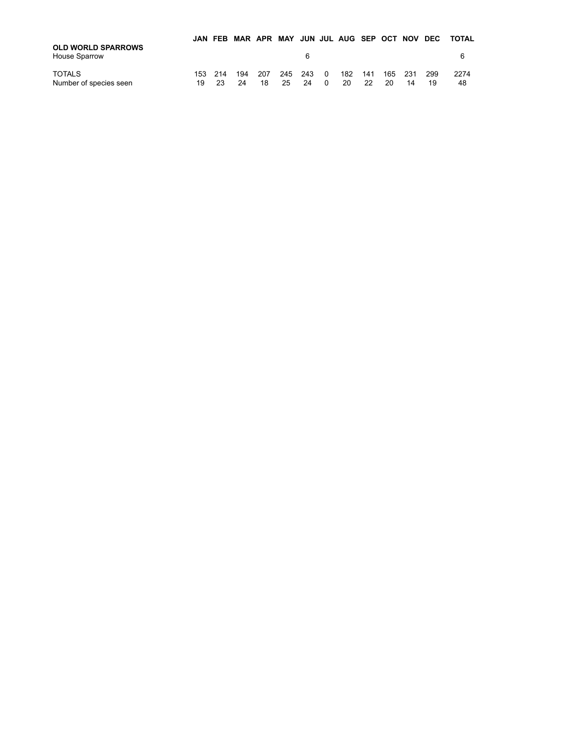| | JAN | FEB | MAR | APR | MAY | JUN | JUL | AUG | SEP | OCT | NOV | DEC | TOTAL |
|---|---|---|---|---|---|---|---|---|---|---|---|---|---|
| **OLD WORLD SPARROWS** | | | | | | | | | | | | | |
| House Sparrow | | | | | | 6 | | | | | | | 6 |
| | | | | | | | | | | | | | |
| TOTALS | 153 | 214 | 194 | 207 | 245 | 243 | 0 | 182 | 141 | 165 | 231 | 299 | 2274 |
| Number of species seen | 19 | 23 | 24 | 18 | 25 | 24 | 0 | 20 | 22 | 20 | 14 | 19 | 48 |